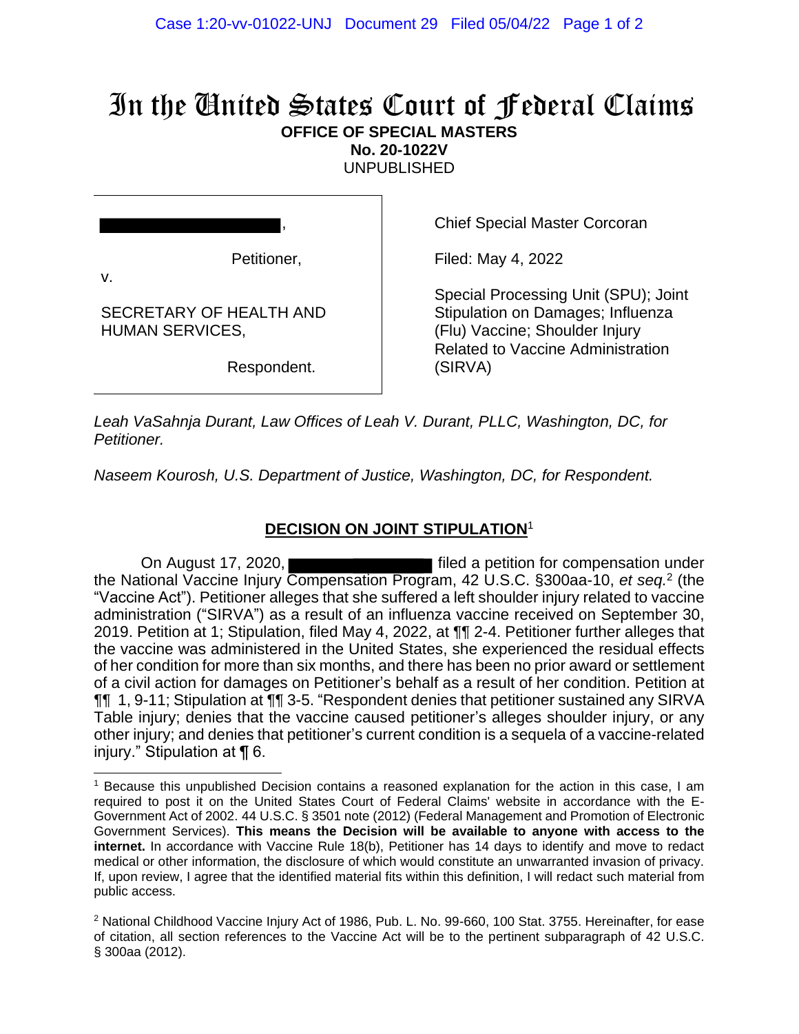# In the United States Court of Federal Claims

**OFFICE OF SPECIAL MASTERS**
**No. 20-1022V**
UNPUBLISHED

| | |
|---|---|
| [REDACTED],<br><br>Petitioner,<br><br>v.<br><br>SECRETARY OF HEALTH AND HUMAN SERVICES,<br><br>Respondent. | Chief Special Master Corcoran<br><br>Filed: May 4, 2022<br><br>Special Processing Unit (SPU); Joint Stipulation on Damages; Influenza (Flu) Vaccine; Shoulder Injury Related to Vaccine Administration (SIRVA) |

*Leah VaSahnja Durant, Law Offices of Leah V. Durant, PLLC, Washington, DC, for Petitioner.*

*Naseem Kourosh, U.S. Department of Justice, Washington, DC, for Respondent.*

## DECISION ON JOINT STIPULATION[1]

On August 17, 2020, [REDACTED] filed a petition for compensation under the National Vaccine Injury Compensation Program, 42 U.S.C. §300aa-10, *et seq.*[2] (the "Vaccine Act"). Petitioner alleges that she suffered a left shoulder injury related to vaccine administration ("SIRVA") as a result of an influenza vaccine received on September 30, 2019. Petition at 1; Stipulation, filed May 4, 2022, at ¶¶ 2-4. Petitioner further alleges that the vaccine was administered in the United States, she experienced the residual effects of her condition for more than six months, and there has been no prior award or settlement of a civil action for damages on Petitioner's behalf as a result of her condition. Petition at ¶¶ 1, 9-11; Stipulation at ¶¶ 3-5. "Respondent denies that petitioner sustained any SIRVA Table injury; denies that the vaccine caused petitioner's alleges shoulder injury, or any other injury; and denies that petitioner's current condition is a sequela of a vaccine-related injury." Stipulation at ¶ 6.

---

[1] Because this unpublished Decision contains a reasoned explanation for the action in this case, I am required to post it on the United States Court of Federal Claims' website in accordance with the E-Government Act of 2002. 44 U.S.C. § 3501 note (2012) (Federal Management and Promotion of Electronic Government Services). **This means the Decision will be available to anyone with access to the internet.** In accordance with Vaccine Rule 18(b), Petitioner has 14 days to identify and move to redact medical or other information, the disclosure of which would constitute an unwarranted invasion of privacy. If, upon review, I agree that the identified material fits within this definition, I will redact such material from public access.

[2] National Childhood Vaccine Injury Act of 1986, Pub. L. No. 99-660, 100 Stat. 3755. Hereinafter, for ease of citation, all section references to the Vaccine Act will be to the pertinent subparagraph of 42 U.S.C. § 300aa (2012).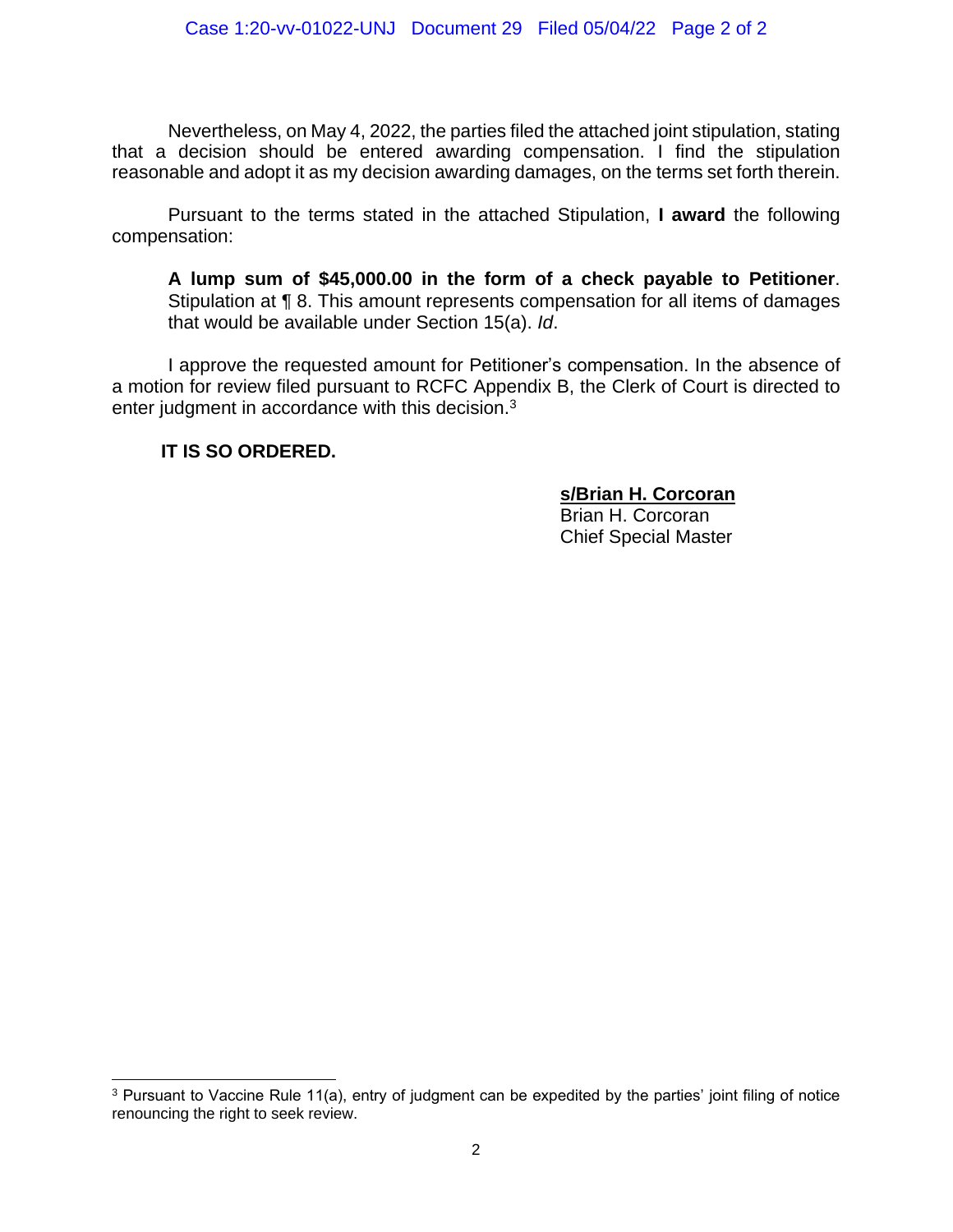Nevertheless, on May 4, 2022, the parties filed the attached joint stipulation, stating that a decision should be entered awarding compensation. I find the stipulation reasonable and adopt it as my decision awarding damages, on the terms set forth therein.

Pursuant to the terms stated in the attached Stipulation, **I award** the following compensation:

> **A lump sum of $45,000.00 in the form of a check payable to Petitioner**. Stipulation at ¶ 8. This amount represents compensation for all items of damages that would be available under Section 15(a). *Id*.

I approve the requested amount for Petitioner's compensation. In the absence of a motion for review filed pursuant to RCFC Appendix B, the Clerk of Court is directed to enter judgment in accordance with this decision.[3]

**IT IS SO ORDERED.**

**s/Brian H. Corcoran**
Brian H. Corcoran
Chief Special Master

---

[3] Pursuant to Vaccine Rule 11(a), entry of judgment can be expedited by the parties' joint filing of notice renouncing the right to seek review.